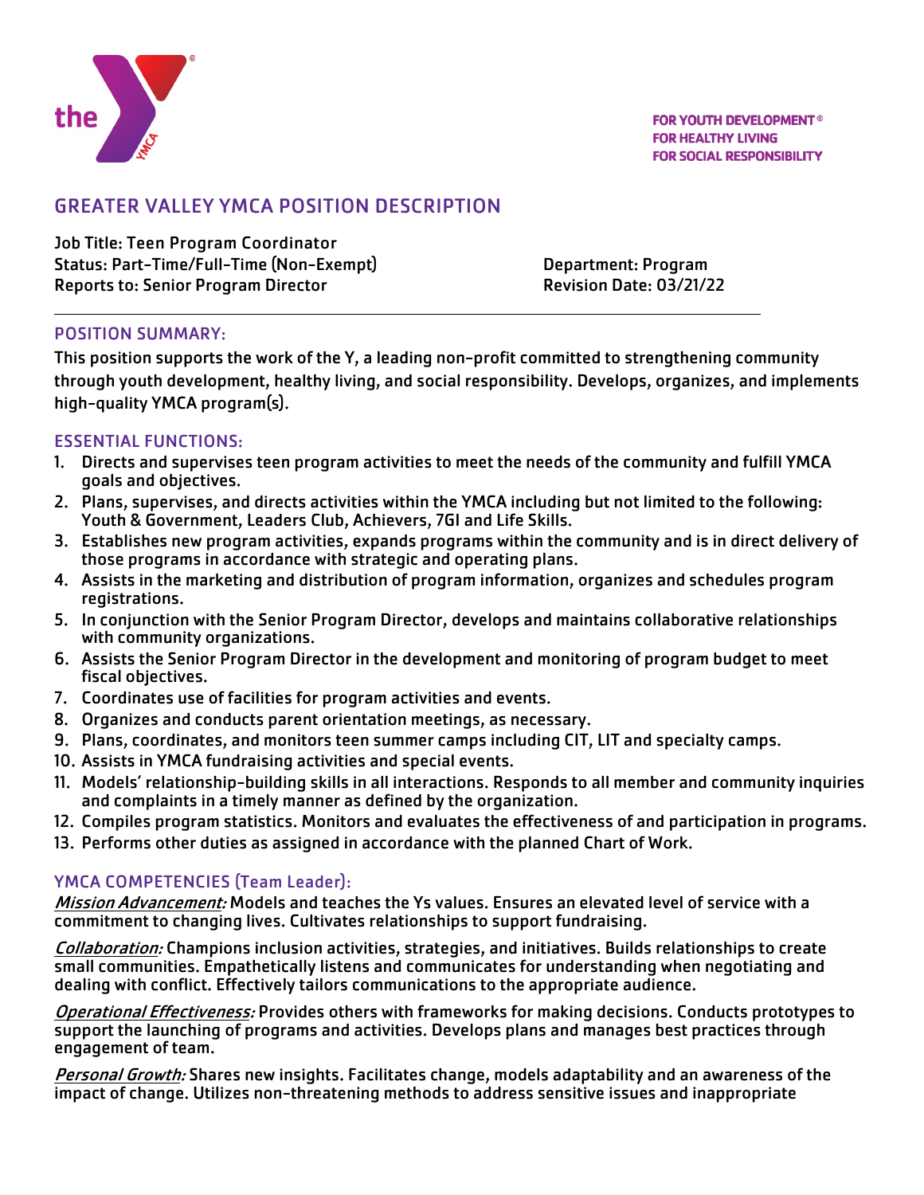FOR YOUTH DEVELOPMENT®
FOR HEALTHY LIVING
FOR SOCIAL RESPONSIBILITY

# GREATER VALLEY YMCA POSITION DESCRIPTION

Job Title: Teen Program Coordinator
Status: Part-Time/Full-Time (Non-Exempt)
Reports to: Senior Program Director

Department: Program
Revision Date: 03/21/22

---

## POSITION SUMMARY:

This position supports the work of the Y, a leading non-profit committed to strengthening community through youth development, healthy living, and social responsibility. Develops, organizes, and implements high-quality YMCA program(s).

## ESSENTIAL FUNCTIONS:

1. Directs and supervises teen program activities to meet the needs of the community and fulfill YMCA goals and objectives.
2. Plans, supervises, and directs activities within the YMCA including but not limited to the following: Youth & Government, Leaders Club, Achievers, 7GI and Life Skills.
3. Establishes new program activities, expands programs within the community and is in direct delivery of those programs in accordance with strategic and operating plans.
4. Assists in the marketing and distribution of program information, organizes and schedules program registrations.
5. In conjunction with the Senior Program Director, develops and maintains collaborative relationships with community organizations.
6. Assists the Senior Program Director in the development and monitoring of program budget to meet fiscal objectives.
7. Coordinates use of facilities for program activities and events.
8. Organizes and conducts parent orientation meetings, as necessary.
9. Plans, coordinates, and monitors teen summer camps including CIT, LIT and specialty camps.
10. Assists in YMCA fundraising activities and special events.
11. Models' relationship-building skills in all interactions. Responds to all member and community inquiries and complaints in a timely manner as defined by the organization.
12. Compiles program statistics. Monitors and evaluates the effectiveness of and participation in programs.
13. Performs other duties as assigned in accordance with the planned Chart of Work.

## YMCA COMPETENCIES (Team Leader):

***Mission Advancement:*** Models and teaches the Ys values. Ensures an elevated level of service with a commitment to changing lives. Cultivates relationships to support fundraising.

***Collaboration:*** Champions inclusion activities, strategies, and initiatives. Builds relationships to create small communities. Empathetically listens and communicates for understanding when negotiating and dealing with conflict. Effectively tailors communications to the appropriate audience.

***Operational Effectiveness:*** Provides others with frameworks for making decisions. Conducts prototypes to support the launching of programs and activities. Develops plans and manages best practices through engagement of team.

***Personal Growth:*** Shares new insights. Facilitates change, models adaptability and an awareness of the impact of change. Utilizes non-threatening methods to address sensitive issues and inappropriate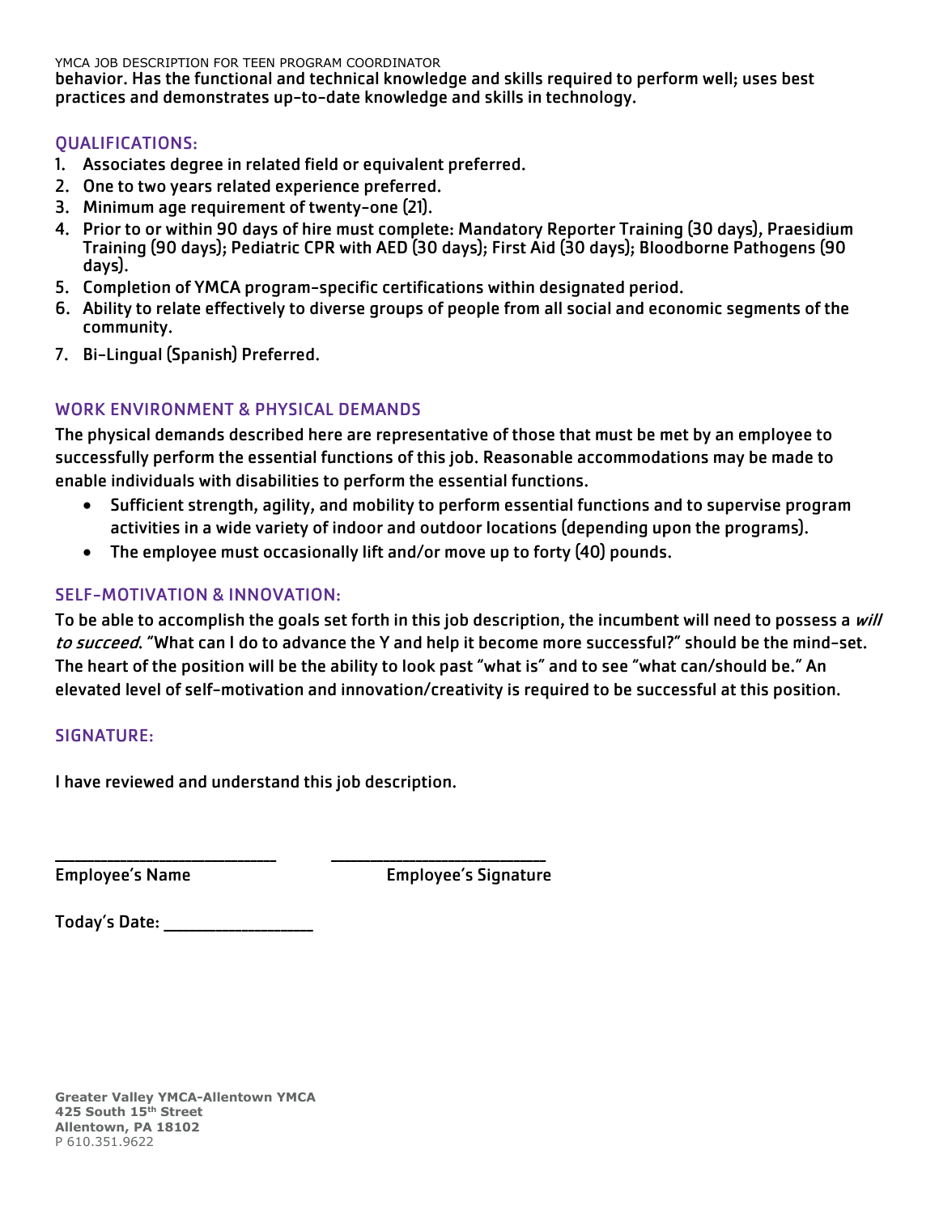behavior. Has the functional and technical knowledge and skills required to perform well; uses best practices and demonstrates up-to-date knowledge and skills in technology.

## QUALIFICATIONS:

1. Associates degree in related field or equivalent preferred.
2. One to two years related experience preferred.
3. Minimum age requirement of twenty-one (21).
4. Prior to or within 90 days of hire must complete: Mandatory Reporter Training (30 days), Praesidium Training (90 days); Pediatric CPR with AED (30 days); First Aid (30 days); Bloodborne Pathogens (90 days).
5. Completion of YMCA program-specific certifications within designated period.
6. Ability to relate effectively to diverse groups of people from all social and economic segments of the community.
7. Bi-Lingual (Spanish) Preferred.

## WORK ENVIRONMENT & PHYSICAL DEMANDS

The physical demands described here are representative of those that must be met by an employee to successfully perform the essential functions of this job. Reasonable accommodations may be made to enable individuals with disabilities to perform the essential functions.

- Sufficient strength, agility, and mobility to perform essential functions and to supervise program activities in a wide variety of indoor and outdoor locations (depending upon the programs).
- The employee must occasionally lift and/or move up to forty (40) pounds.

## SELF-MOTIVATION & INNOVATION:

To be able to accomplish the goals set forth in this job description, the incumbent will need to possess a *will to succeed*. "What can I do to advance the Y and help it become more successful?" should be the mind-set. The heart of the position will be the ability to look past "what is" and to see "what can/should be." An elevated level of self-motivation and innovation/creativity is required to be successful at this position.

## SIGNATURE:

I have reviewed and understand this job description.

\_\_\_\_\_\_\_\_\_\_\_\_\_\_\_\_\_\_\_\_\_\_\_\_\_\_ &nbsp;&nbsp;&nbsp;&nbsp; \_\_\_\_\_\_\_\_\_\_\_\_\_\_\_\_\_\_\_\_\_\_\_\_\_\_

Employee's Name &nbsp;&nbsp;&nbsp;&nbsp; Employee's Signature

Today's Date: \_\_\_\_\_\_\_\_\_\_\_\_\_\_\_\_\_

**Greater Valley YMCA-Allentown YMCA**
**425 South 15th Street**
**Allentown, PA 18102**
P 610.351.9622